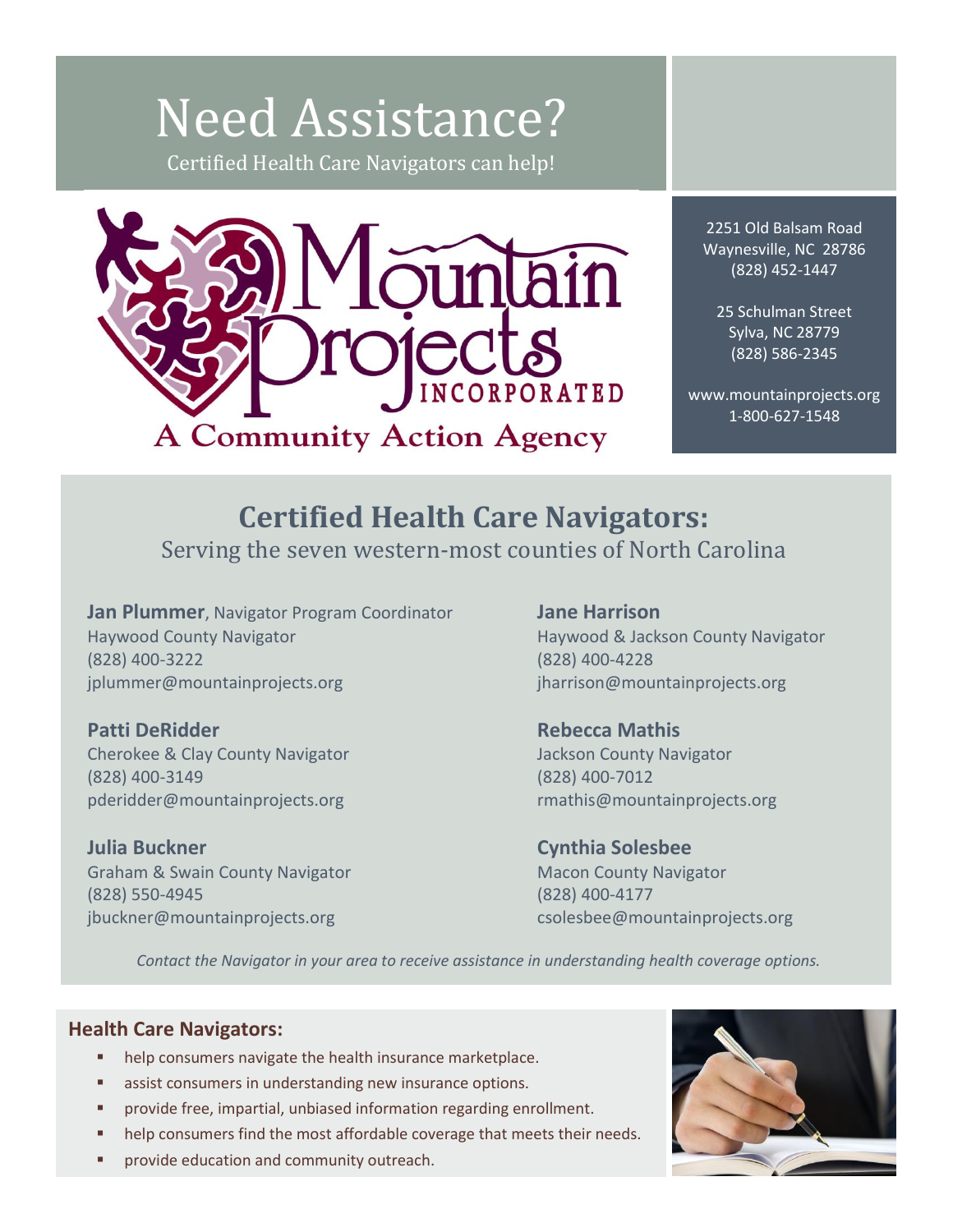# Need Assistance?

Certified Health Care Navigators can help!

Mountain Projects INCORPORATED
A Community Action Agency

2251 Old Balsam Road
Waynesville, NC 28786
(828) 452-1447

25 Schulman Street
Sylva, NC 28779
(828) 586-2345

www.mountainprojects.org
1-800-627-1548

## Certified Health Care Navigators:

Serving the seven western-most counties of North Carolina

**Jan Plummer**, Navigator Program Coordinator
Haywood County Navigator
(828) 400-3222
jplummer@mountainprojects.org

**Patti DeRidder**
Cherokee & Clay County Navigator
(828) 400-3149
pderidder@mountainprojects.org

**Julia Buckner**
Graham & Swain County Navigator
(828) 550-4945
jbuckner@mountainprojects.org

**Jane Harrison**
Haywood & Jackson County Navigator
(828) 400-4228
jharrison@mountainprojects.org

**Rebecca Mathis**
Jackson County Navigator
(828) 400-7012
rmathis@mountainprojects.org

**Cynthia Solesbee**
Macon County Navigator
(828) 400-4177
csolesbee@mountainprojects.org

*Contact the Navigator in your area to receive assistance in understanding health coverage options.*

### Health Care Navigators:

- help consumers navigate the health insurance marketplace.
- assist consumers in understanding new insurance options.
- provide free, impartial, unbiased information regarding enrollment.
- help consumers find the most affordable coverage that meets their needs.
- provide education and community outreach.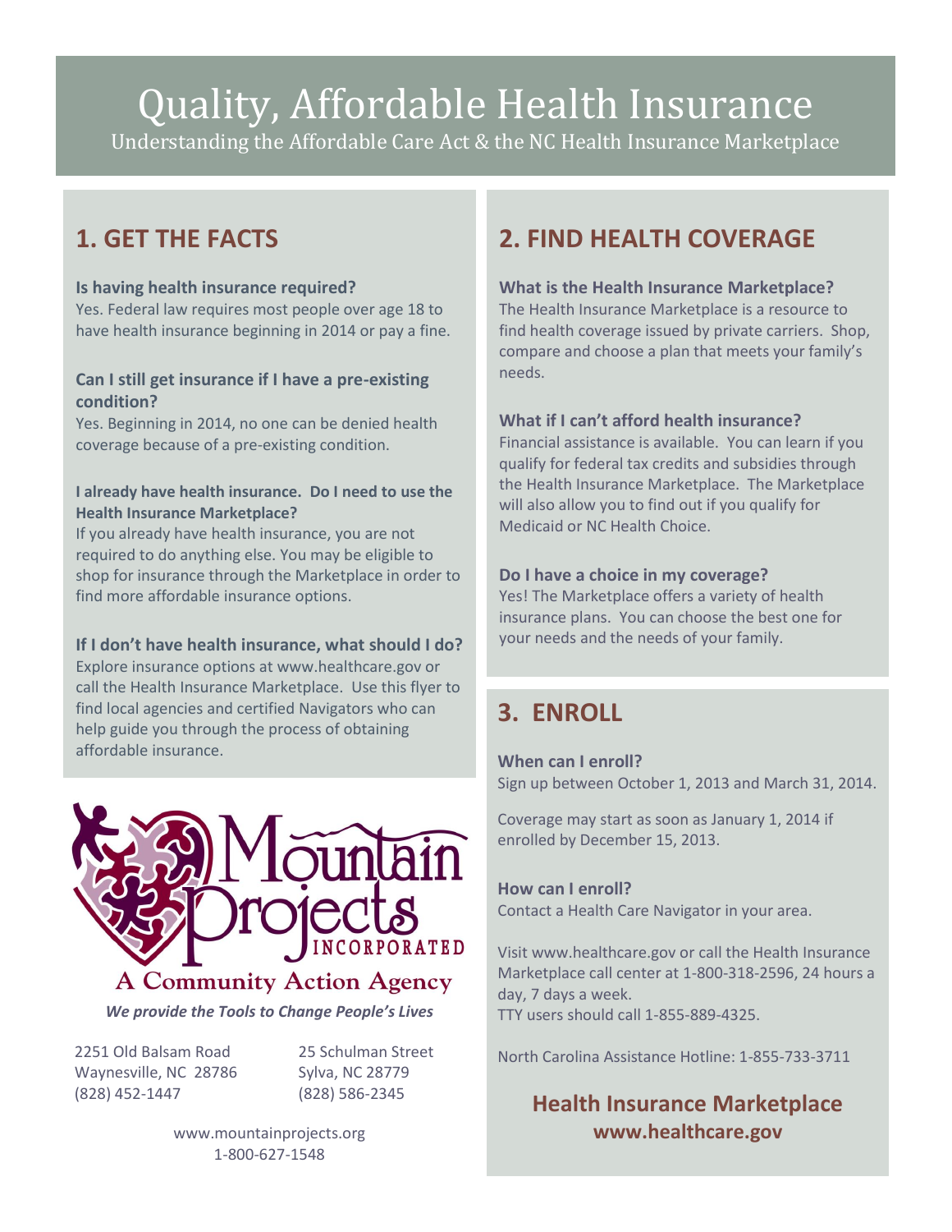# Quality, Affordable Health Insurance

Understanding the Affordable Care Act & the NC Health Insurance Marketplace

## 1. GET THE FACTS

**Is having health insurance required?**
Yes. Federal law requires most people over age 18 to have health insurance beginning in 2014 or pay a fine.

**Can I still get insurance if I have a pre-existing condition?**
Yes. Beginning in 2014, no one can be denied health coverage because of a pre-existing condition.

**I already have health insurance. Do I need to use the Health Insurance Marketplace?**
If you already have health insurance, you are not required to do anything else. You may be eligible to shop for insurance through the Marketplace in order to find more affordable insurance options.

**If I don't have health insurance, what should I do?**
Explore insurance options at www.healthcare.gov or call the Health Insurance Marketplace. Use this flyer to find local agencies and certified Navigators who can help guide you through the process of obtaining affordable insurance.

Mountain Projects INCORPORATED
A Community Action Agency

*We provide the Tools to Change People's Lives*

2251 Old Balsam Road
Waynesville, NC 28786
(828) 452-1447

25 Schulman Street
Sylva, NC 28779
(828) 586-2345

www.mountainprojects.org
1-800-627-1548

## 2. FIND HEALTH COVERAGE

**What is the Health Insurance Marketplace?**
The Health Insurance Marketplace is a resource to find health coverage issued by private carriers. Shop, compare and choose a plan that meets your family's needs.

**What if I can't afford health insurance?**
Financial assistance is available. You can learn if you qualify for federal tax credits and subsidies through the Health Insurance Marketplace. The Marketplace will also allow you to find out if you qualify for Medicaid or NC Health Choice.

**Do I have a choice in my coverage?**
Yes! The Marketplace offers a variety of health insurance plans. You can choose the best one for your needs and the needs of your family.

## 3. ENROLL

**When can I enroll?**
Sign up between October 1, 2013 and March 31, 2014.

Coverage may start as soon as January 1, 2014 if enrolled by December 15, 2013.

**How can I enroll?**
Contact a Health Care Navigator in your area.

Visit www.healthcare.gov or call the Health Insurance Marketplace call center at 1-800-318-2596, 24 hours a day, 7 days a week.
TTY users should call 1-855-889-4325.

North Carolina Assistance Hotline: 1-855-733-3711

**Health Insurance Marketplace**
**www.healthcare.gov**